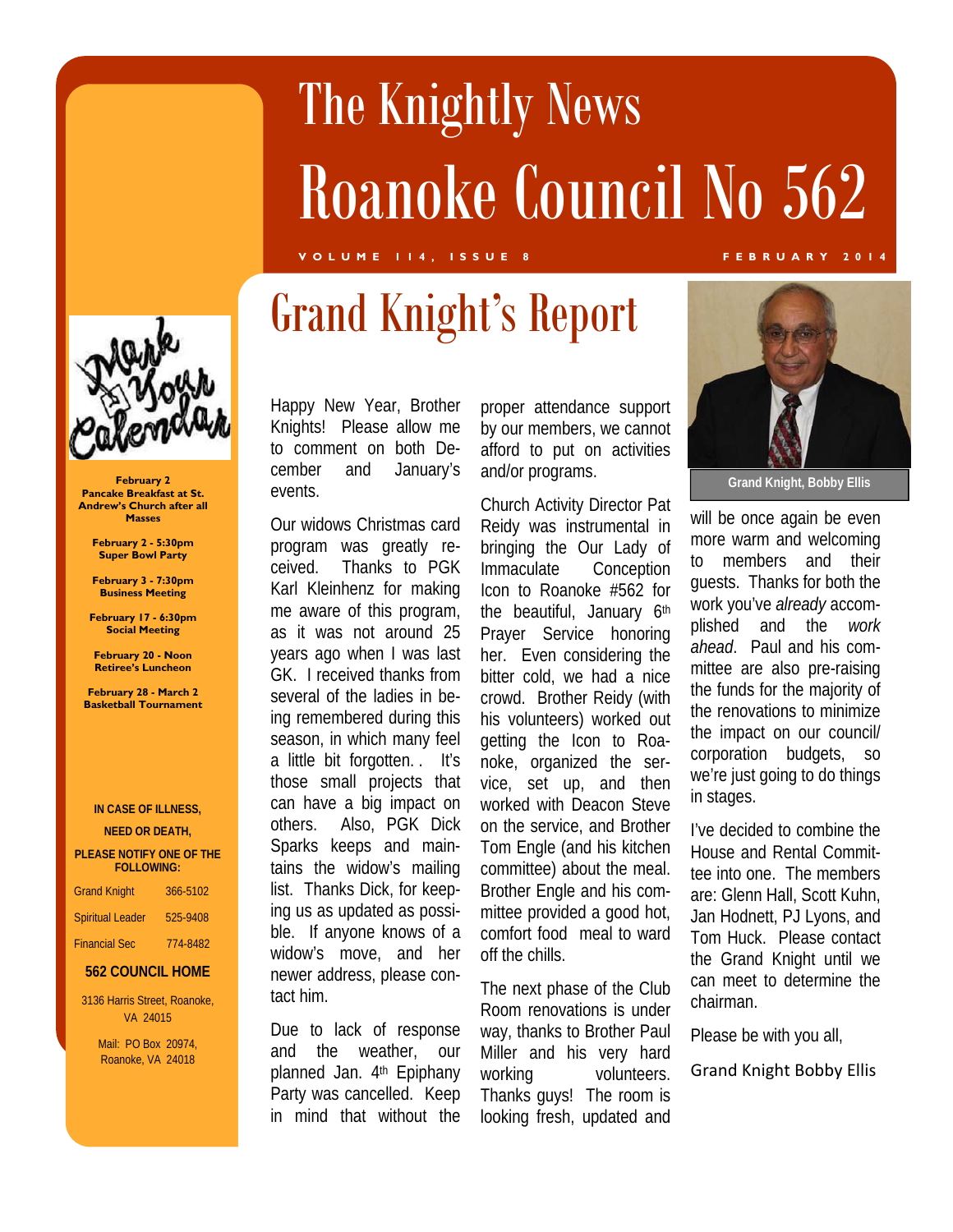# The Knightly News
# Roanoke Council No 562

VOLUME 114, ISSUE 8 — FEBRUARY 2014

**Mark Your Calendar**

**February 2**
**Pancake Breakfast at St. Andrew's Church after all Masses**

**February 2 - 5:30pm**
**Super Bowl Party**

**February 3 - 7:30pm**
**Business Meeting**

**February 17 - 6:30pm**
**Social Meeting**

**February 20 - Noon**
**Retiree's Luncheon**

**February 28 - March 2**
**Basketball Tournament**

**IN CASE OF ILLNESS, NEED OR DEATH, PLEASE NOTIFY ONE OF THE FOLLOWING:**

| | |
|---|---|
| Grand Knight | 366-5102 |
| Spiritual Leader | 525-9408 |
| Financial Sec | 774-8482 |

**562 COUNCIL HOME**

3136 Harris Street, Roanoke, VA 24015

Mail: PO Box 20974, Roanoke, VA 24018

## Grand Knight's Report

Grand Knight, Bobby Ellis

Happy New Year, Brother Knights! Please allow me to comment on both December and January's events.

Our widows Christmas card program was greatly received. Thanks to PGK Karl Kleinhenz for making me aware of this program, as it was not around 25 years ago when I was last GK. I received thanks from several of the ladies in being remembered during this season, in which many feel a little bit forgotten. . It's those small projects that can have a big impact on others. Also, PGK Dick Sparks keeps and maintains the widow's mailing list. Thanks Dick, for keeping us as updated as possible. If anyone knows of a widow's move, and her newer address, please contact him.

Due to lack of response and the weather, our planned Jan. 4th Epiphany Party was cancelled. Keep in mind that without the proper attendance support by our members, we cannot afford to put on activities and/or programs.

Church Activity Director Pat Reidy was instrumental in bringing the Our Lady of Immaculate Conception Icon to Roanoke #562 for the beautiful, January 6th Prayer Service honoring her. Even considering the bitter cold, we had a nice crowd. Brother Reidy (with his volunteers) worked out getting the Icon to Roanoke, organized the service, set up, and then worked with Deacon Steve on the service, and Brother Tom Engle (and his kitchen committee) about the meal. Brother Engle and his committee provided a good hot, comfort food meal to ward off the chills.

The next phase of the Club Room renovations is under way, thanks to Brother Paul Miller and his very hard working volunteers. Thanks guys! The room is looking fresh, updated and will be once again be even more warm and welcoming to members and their guests. Thanks for both the work you've *already* accomplished and the *work ahead*. Paul and his committee are also pre-raising the funds for the majority of the renovations to minimize the impact on our council/corporation budgets, so we're just going to do things in stages.

I've decided to combine the House and Rental Committee into one. The members are: Glenn Hall, Scott Kuhn, Jan Hodnett, PJ Lyons, and Tom Huck. Please contact the Grand Knight until we can meet to determine the chairman.

Please be with you all,

Grand Knight Bobby Ellis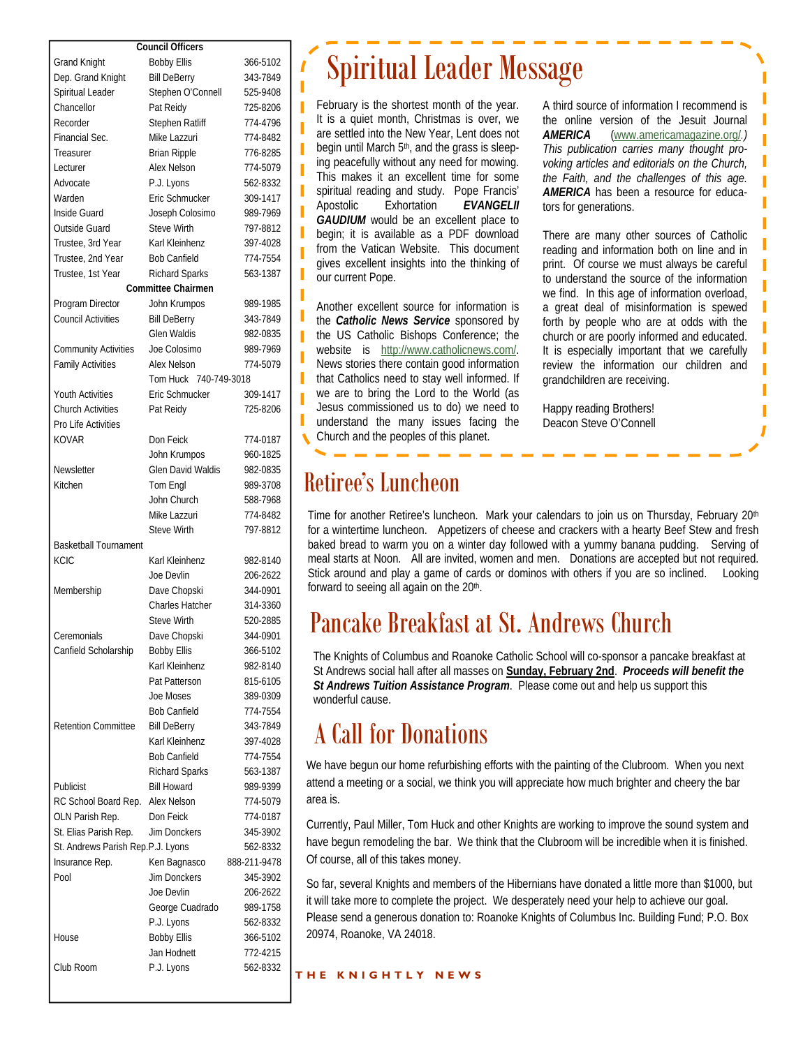| Council Officers | | |
|---|---|---|
| Grand Knight | Bobby Ellis | 366-5102 |
| Dep. Grand Knight | Bill DeBerry | 343-7849 |
| Spiritual Leader | Stephen O'Connell | 525-9408 |
| Chancellor | Pat Reidy | 725-8206 |
| Recorder | Stephen Ratliff | 774-4796 |
| Financial Sec. | Mike Lazzuri | 774-8482 |
| Treasurer | Brian Ripple | 776-8285 |
| Lecturer | Alex Nelson | 774-5079 |
| Advocate | P.J. Lyons | 562-8332 |
| Warden | Eric Schmucker | 309-1417 |
| Inside Guard | Joseph Colosimo | 989-7969 |
| Outside Guard | Steve Wirth | 797-8812 |
| Trustee, 3rd Year | Karl Kleinhenz | 397-4028 |
| Trustee, 2nd Year | Bob Canfield | 774-7554 |
| Trustee, 1st Year | Richard Sparks | 563-1387 |
| **Committee Chairmen** | | |
| Program Director | John Krumpos | 989-1985 |
| Council Activities | Bill DeBerry | 343-7849 |
| | Glen Waldis | 982-0835 |
| Community Activities | Joe Colosimo | 989-7969 |
| Family Activities | Alex Nelson | 774-5079 |
| | Tom Huck 740-749-3018 | |
| Youth Activities | Eric Schmucker | 309-1417 |
| Church Activities | Pat Reidy | 725-8206 |
| Pro Life Activities | | |
| KOVAR | Don Feick | 774-0187 |
| | John Krumpos | 960-1825 |
| Newsletter | Glen David Waldis | 982-0835 |
| Kitchen | Tom Engl | 989-3708 |
| | John Church | 588-7968 |
| | Mike Lazzuri | 774-8482 |
| | Steve Wirth | 797-8812 |
| Basketball Tournament | | |
| KCIC | Karl Kleinhenz | 982-8140 |
| | Joe Devlin | 206-2622 |
| Membership | Dave Chopski | 344-0901 |
| | Charles Hatcher | 314-3360 |
| | Steve Wirth | 520-2885 |
| Ceremonials | Dave Chopski | 344-0901 |
| Canfield Scholarship | Bobby Ellis | 366-5102 |
| | Karl Kleinhenz | 982-8140 |
| | Pat Patterson | 815-6105 |
| | Joe Moses | 389-0309 |
| | Bob Canfield | 774-7554 |
| Retention Committee | Bill DeBerry | 343-7849 |
| | Karl Kleinhenz | 397-4028 |
| | Bob Canfield | 774-7554 |
| | Richard Sparks | 563-1387 |
| Publicist | Bill Howard | 989-9399 |
| RC School Board Rep. | Alex Nelson | 774-5079 |
| OLN Parish Rep. | Don Feick | 774-0187 |
| St. Elias Parish Rep. | Jim Donckers | 345-3902 |
| St. Andrews Parish Rep. | P.J. Lyons | 562-8332 |
| Insurance Rep. | Ken Bagnasco | 888-211-9478 |
| Pool | Jim Donckers | 345-3902 |
| | Joe Devlin | 206-2622 |
| | George Cuadrado | 989-1758 |
| | P.J. Lyons | 562-8332 |
| House | Bobby Ellis | 366-5102 |
| | Jan Hodnett | 772-4215 |
| Club Room | P.J. Lyons | 562-8332 |

# Spiritual Leader Message

February is the shortest month of the year. It is a quiet month, Christmas is over, we are settled into the New Year, Lent does not begin until March 5th, and the grass is sleeping peacefully without any need for mowing. This makes it an excellent time for some spiritual reading and study. Pope Francis' Apostolic Exhortation ***EVANGELII GAUDIUM*** would be an excellent place to begin; it is available as a PDF download from the Vatican Website. This document gives excellent insights into the thinking of our current Pope.

Another excellent source for information is the ***Catholic News Service*** sponsored by the US Catholic Bishops Conference; the website is http://www.catholicnews.com/. News stories there contain good information that Catholics need to stay well informed. If we are to bring the Lord to the World (as Jesus commissioned us to do) we need to understand the many issues facing the Church and the peoples of this planet.

A third source of information I recommend is the online version of the Jesuit Journal ***AMERICA*** (www.americamagazine.org/.) *This publication carries many thought provoking articles and editorials on the Church, the Faith, and the challenges of this age.* ***AMERICA*** has been a resource for educators for generations.

There are many other sources of Catholic reading and information both on line and in print. Of course we must always be careful to understand the source of the information we find. In this age of information overload, a great deal of misinformation is spewed forth by people who are at odds with the church or are poorly informed and educated. It is especially important that we carefully review the information our children and grandchildren are receiving.

Happy reading Brothers!
Deacon Steve O'Connell

# Retiree's Luncheon

Time for another Retiree's luncheon. Mark your calendars to join us on Thursday, February 20th for a wintertime luncheon. Appetizers of cheese and crackers with a hearty Beef Stew and fresh baked bread to warm you on a winter day followed with a yummy banana pudding. Serving of meal starts at Noon. All are invited, women and men. Donations are accepted but not required. Stick around and play a game of cards or dominos with others if you are so inclined. Looking forward to seeing all again on the 20th.

# Pancake Breakfast at St. Andrews Church

The Knights of Columbus and Roanoke Catholic School will co-sponsor a pancake breakfast at St Andrews social hall after all masses on **Sunday, February 2nd**. ***Proceeds will benefit the St Andrews Tuition Assistance Program***. Please come out and help us support this wonderful cause.

# A Call for Donations

We have begun our home refurbishing efforts with the painting of the Clubroom. When you next attend a meeting or a social, we think you will appreciate how much brighter and cheery the bar area is.

Currently, Paul Miller, Tom Huck and other Knights are working to improve the sound system and have begun remodeling the bar. We think that the Clubroom will be incredible when it is finished. Of course, all of this takes money.

So far, several Knights and members of the Hibernians have donated a little more than $1000, but it will take more to complete the project. We desperately need your help to achieve our goal. Please send a generous donation to: Roanoke Knights of Columbus Inc. Building Fund; P.O. Box 20974, Roanoke, VA 24018.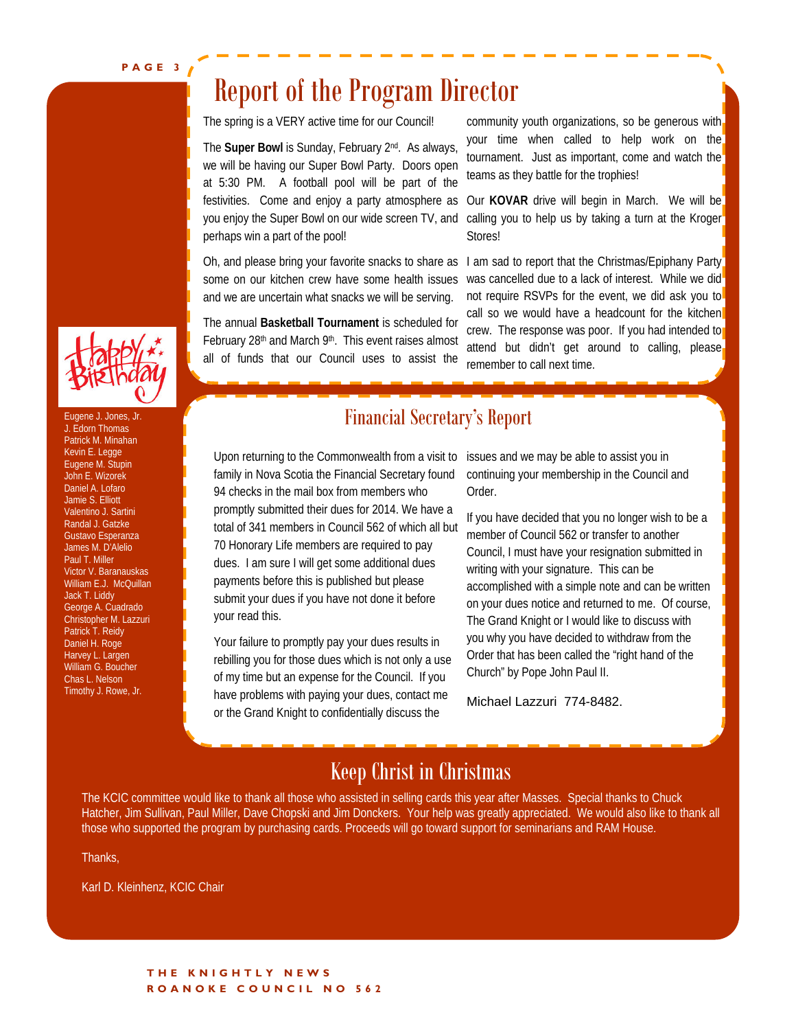# Report of the Program Director

The spring is a VERY active time for our Council!

The **Super Bowl** is Sunday, February 2nd. As always, we will be having our Super Bowl Party. Doors open at 5:30 PM. A football pool will be part of the festivities. Come and enjoy a party atmosphere as you enjoy the Super Bowl on our wide screen TV, and perhaps win a part of the pool!

Oh, and please bring your favorite snacks to share as some on our kitchen crew have some health issues and we are uncertain what snacks we will be serving.

The annual **Basketball Tournament** is scheduled for February 28th and March 9th. This event raises almost all of funds that our Council uses to assist the community youth organizations, so be generous with your time when called to help work on the tournament. Just as important, come and watch the teams as they battle for the trophies!

Our **KOVAR** drive will begin in March. We will be calling you to help us by taking a turn at the Kroger Stores!

I am sad to report that the Christmas/Epiphany Party was cancelled due to a lack of interest. While we did not require RSVPs for the event, we did ask you to call so we would have a headcount for the kitchen crew. The response was poor. If you had intended to attend but didn't get around to calling, please remember to call next time.

## Happy Birthday

Eugene J. Jones, Jr.
J. Edorn Thomas
Patrick M. Minahan
Kevin E. Legge
Eugene M. Stupin
John E. Wizorek
Daniel A. Lofaro
Jamie S. Elliott
Valentino J. Sartini
Randal J. Gatzke
Gustavo Esperanza
James M. D'Alelio
Paul T. Miller
Victor V. Baranauskas
William E.J. McQuillan
Jack T. Liddy
George A. Cuadrado
Christopher M. Lazzuri
Patrick T. Reidy
Daniel H. Roge
Harvey L. Largen
William G. Boucher
Chas L. Nelson
Timothy J. Rowe, Jr.

## Financial Secretary's Report

Upon returning to the Commonwealth from a visit to family in Nova Scotia the Financial Secretary found 94 checks in the mail box from members who promptly submitted their dues for 2014. We have a total of 341 members in Council 562 of which all but 70 Honorary Life members are required to pay dues. I am sure I will get some additional dues payments before this is published but please submit your dues if you have not done it before your read this.

Your failure to promptly pay your dues results in rebilling you for those dues which is not only a use of my time but an expense for the Council. If you have problems with paying your dues, contact me or the Grand Knight to confidentially discuss the issues and we may be able to assist you in continuing your membership in the Council and Order.

If you have decided that you no longer wish to be a member of Council 562 or transfer to another Council, I must have your resignation submitted in writing with your signature. This can be accomplished with a simple note and can be written on your dues notice and returned to me. Of course, The Grand Knight or I would like to discuss with you why you have decided to withdraw from the Order that has been called the "right hand of the Church" by Pope John Paul II.

Michael Lazzuri 774-8482.

## Keep Christ in Christmas

The KCIC committee would like to thank all those who assisted in selling cards this year after Masses. Special thanks to Chuck Hatcher, Jim Sullivan, Paul Miller, Dave Chopski and Jim Donckers. Your help was greatly appreciated. We would also like to thank all those who supported the program by purchasing cards. Proceeds will go toward support for seminarians and RAM House.

Thanks,

Karl D. Kleinhenz, KCIC Chair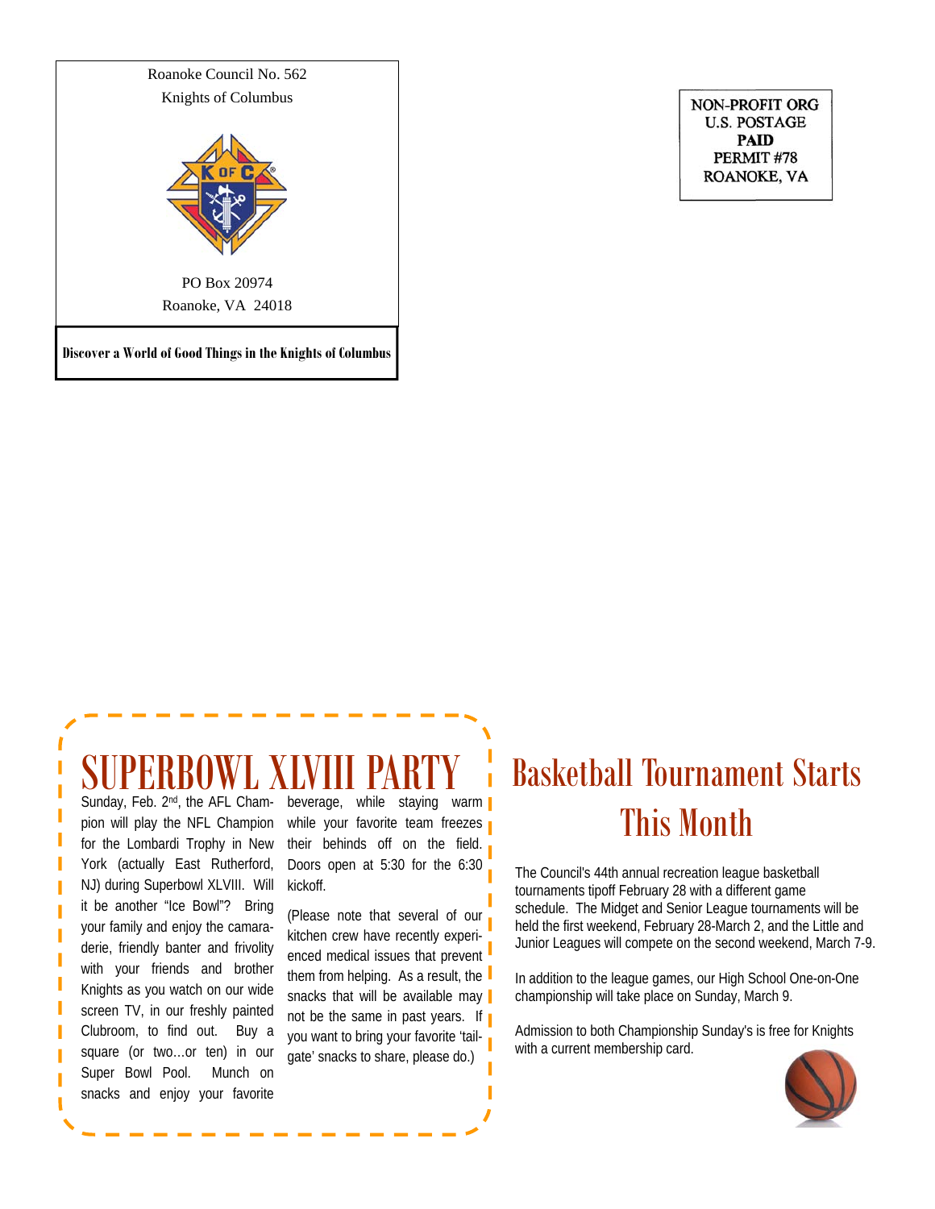Roanoke Council No. 562
Knights of Columbus

PO Box 20974
Roanoke, VA 24018

**Discover a World of Good Things in the Knights of Columbus**

NON-PROFIT ORG
U.S. POSTAGE
**PAID**
PERMIT #78
ROANOKE, VA

# SUPERBOWL XLVIII PARTY

Sunday, Feb. 2nd, the AFL Champion will play the NFL Champion for the Lombardi Trophy in New York (actually East Rutherford, NJ) during Superbowl XLVIII. Will it be another "Ice Bowl"? Bring your family and enjoy the camaraderie, friendly banter and frivolity with your friends and brother Knights as you watch on our wide screen TV, in our freshly painted Clubroom, to find out. Buy a square (or two…or ten) in our Super Bowl Pool. Munch on snacks and enjoy your favorite beverage, while staying warm while your favorite team freezes their behinds off on the field. Doors open at 5:30 for the 6:30 kickoff.

(Please note that several of our kitchen crew have recently experienced medical issues that prevent them from helping. As a result, the snacks that will be available may not be the same in past years. If you want to bring your favorite 'tailgate' snacks to share, please do.)

# Basketball Tournament Starts This Month

The Council's 44th annual recreation league basketball tournaments tipoff February 28 with a different game schedule. The Midget and Senior League tournaments will be held the first weekend, February 28-March 2, and the Little and Junior Leagues will compete on the second weekend, March 7-9.

In addition to the league games, our High School One-on-One championship will take place on Sunday, March 9.

Admission to both Championship Sunday's is free for Knights with a current membership card.